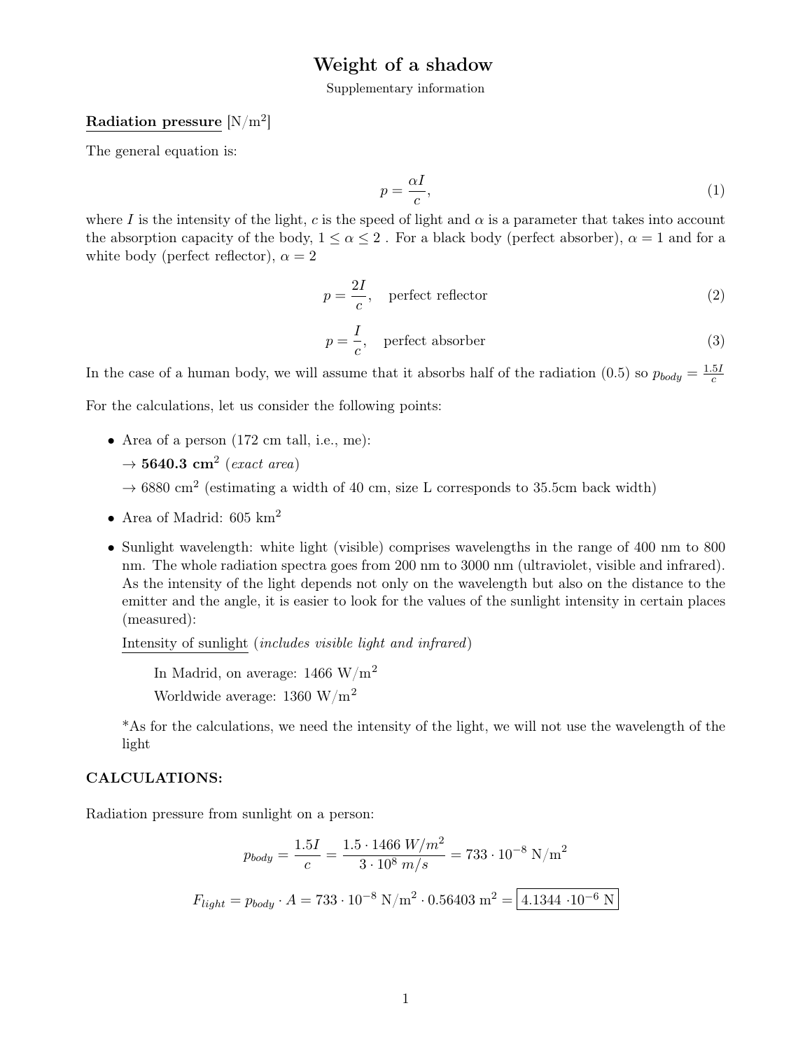# Weight of a shadow

Supplementary information

**Radiation pressure** [N/m$^2$]

The general equation is:

$$p = \frac{\alpha I}{c}, \tag{1}$$

where $I$ is the intensity of the light, $c$ is the speed of light and $\alpha$ is a parameter that takes into account the absorption capacity of the body, $1 \leq \alpha \leq 2$ . For a black body (perfect absorber), $\alpha = 1$ and for a white body (perfect reflector), $\alpha = 2$

$$p = \frac{2I}{c}, \quad \text{perfect reflector} \tag{2}$$

$$p = \frac{I}{c}, \quad \text{perfect absorber} \tag{3}$$

In the case of a human body, we will assume that it absorbs half of the radiation (0.5) so $p_{body} = \frac{1.5I}{c}$

For the calculations, let us consider the following points:

- Area of a person (172 cm tall, i.e., me):
  → **5640.3 cm$^2$** (*exact area*)
  → 6880 cm$^2$ (estimating a width of 40 cm, size L corresponds to 35.5cm back width)
- Area of Madrid: 605 km$^2$
- Sunlight wavelength: white light (visible) comprises wavelengths in the range of 400 nm to 800 nm. The whole radiation spectra goes from 200 nm to 3000 nm (ultraviolet, visible and infrared). As the intensity of the light depends not only on the wavelength but also on the distance to the emitter and the angle, it is easier to look for the values of the sunlight intensity in certain places (measured):

  Intensity of sunlight (*includes visible light and infrared*)

  In Madrid, on average: 1466 W/m$^2$
  Worldwide average: 1360 W/m$^2$

  *As for the calculations, we need the intensity of the light, we will not use the wavelength of the light

**CALCULATIONS:**

Radiation pressure from sunlight on a person:

$$p_{body} = \frac{1.5I}{c} = \frac{1.5 \cdot 1466\ W/m^2}{3 \cdot 10^8\ m/s} = 733 \cdot 10^{-8}\ \text{N/m}^2$$

$$F_{light} = p_{body} \cdot A = 733 \cdot 10^{-8}\ \text{N/m}^2 \cdot 0.56403\ \text{m}^2 = \boxed{4.1344 \cdot 10^{-6}\ \text{N}}$$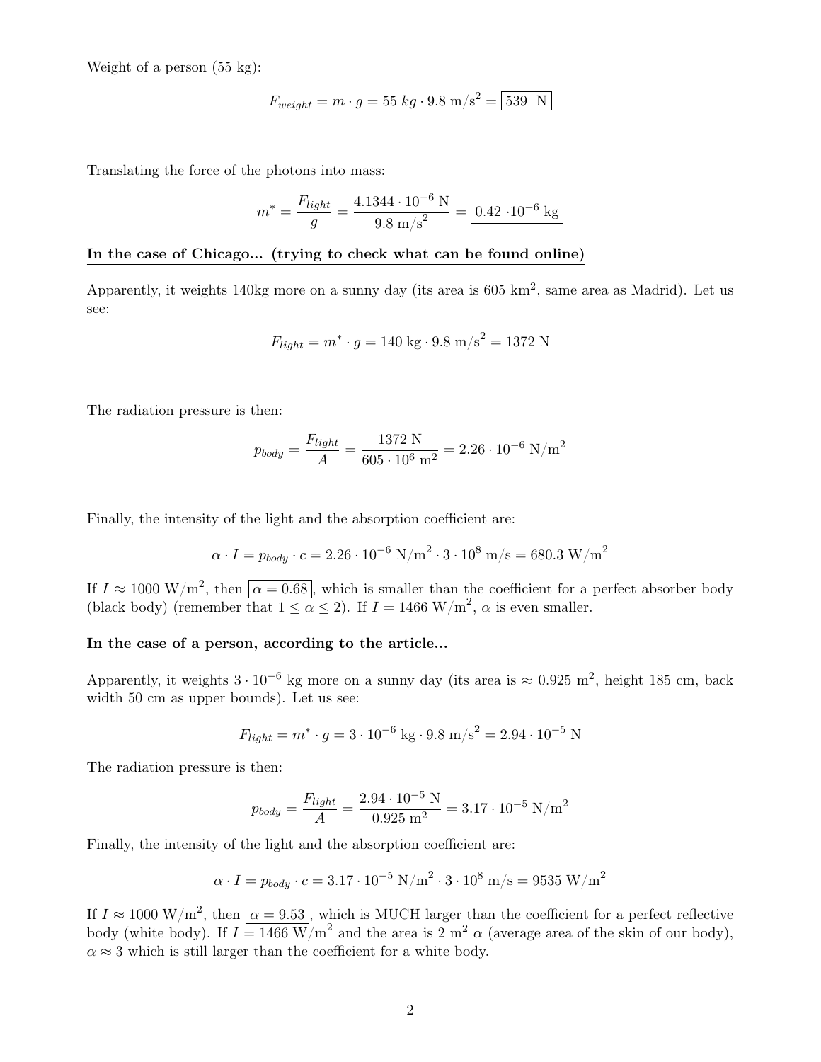Weight of a person (55 kg):

$$F_{weight} = m \cdot g = 55\ kg \cdot 9.8\ \text{m/s}^2 = \boxed{539\ \ \text{N}}$$

Translating the force of the photons into mass:

$$m^* = \frac{F_{light}}{g} = \frac{4.1344 \cdot 10^{-6}\ \text{N}}{9.8\ \text{m/s}^2} = \boxed{0.42\ \cdot 10^{-6}\ \text{kg}}$$

**In the case of Chicago... (trying to check what can be found online)**

Apparently, it weights 140kg more on a sunny day (its area is 605 km$^2$, same area as Madrid). Let us see:

$$F_{light} = m^* \cdot g = 140\ \text{kg} \cdot 9.8\ \text{m/s}^2 = 1372\ \text{N}$$

The radiation pressure is then:

$$p_{body} = \frac{F_{light}}{A} = \frac{1372\ \text{N}}{605 \cdot 10^6\ \text{m}^2} = 2.26 \cdot 10^{-6}\ \text{N/m}^2$$

Finally, the intensity of the light and the absorption coefficient are:

$$\alpha \cdot I = p_{body} \cdot c = 2.26 \cdot 10^{-6}\ \text{N/m}^2 \cdot 3 \cdot 10^8\ \text{m/s} = 680.3\ \text{W/m}^2$$

If $I \approx 1000$ W/m$^2$, then $\boxed{\alpha = 0.68}$, which is smaller than the coefficient for a perfect absorber body (black body) (remember that $1 \leq \alpha \leq 2$). If $I = 1466$ W/m$^2$, $\alpha$ is even smaller.

**In the case of a person, according to the article...**

Apparently, it weights $3 \cdot 10^{-6}$ kg more on a sunny day (its area is $\approx 0.925$ m$^2$, height 185 cm, back width 50 cm as upper bounds). Let us see:

$$F_{light} = m^* \cdot g = 3 \cdot 10^{-6}\ \text{kg} \cdot 9.8\ \text{m/s}^2 = 2.94 \cdot 10^{-5}\ \text{N}$$

The radiation pressure is then:

$$p_{body} = \frac{F_{light}}{A} = \frac{2.94 \cdot 10^{-5}\ \text{N}}{0.925\ \text{m}^2} = 3.17 \cdot 10^{-5}\ \text{N/m}^2$$

Finally, the intensity of the light and the absorption coefficient are:

$$\alpha \cdot I = p_{body} \cdot c = 3.17 \cdot 10^{-5}\ \text{N/m}^2 \cdot 3 \cdot 10^8\ \text{m/s} = 9535\ \text{W/m}^2$$

If $I \approx 1000$ W/m$^2$, then $\boxed{\alpha = 9.53}$, which is MUCH larger than the coefficient for a perfect reflective body (white body). If $I = 1466$ W/m$^2$ and the area is 2 m$^2$ $\alpha$ (average area of the skin of our body), $\alpha \approx 3$ which is still larger than the coefficient for a white body.